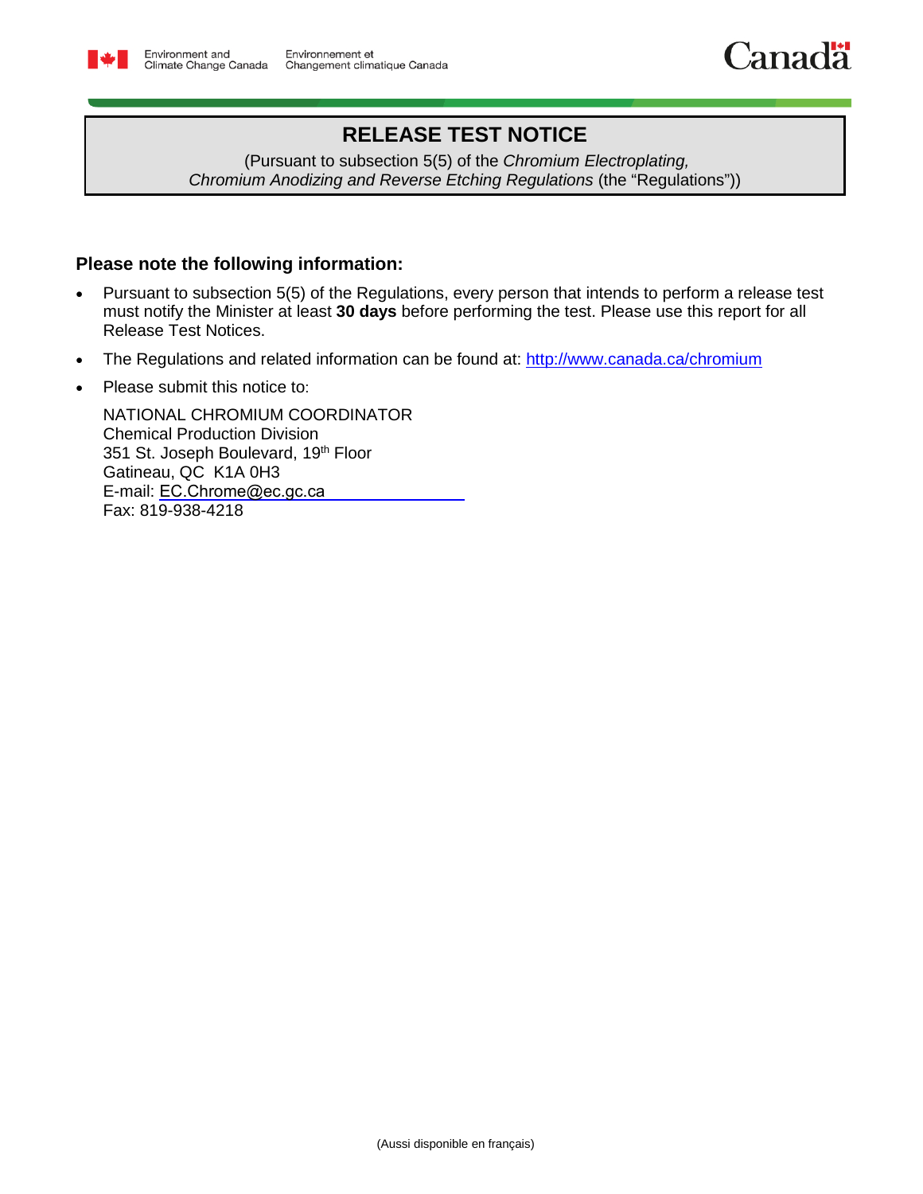Environment and Climate Change Canada — Environnement et Changement climatique Canada

# RELEASE TEST NOTICE

(Pursuant to subsection 5(5) of the *Chromium Electroplating, Chromium Anodizing and Reverse Etching Regulations* (the "Regulations"))

## Please note the following information:

- Pursuant to subsection 5(5) of the Regulations, every person that intends to perform a release test must notify the Minister at least **30 days** before performing the test. Please use this report for all Release Test Notices.
- The Regulations and related information can be found at: http://www.canada.ca/chromium
- Please submit this notice to:

  NATIONAL CHROMIUM COORDINATOR
  Chemical Production Division
  351 St. Joseph Boulevard, 19th Floor
  Gatineau, QC  K1A 0H3
  E-mail: EC.Chrome@ec.gc.ca
  Fax: 819-938-4218

(Aussi disponible en français)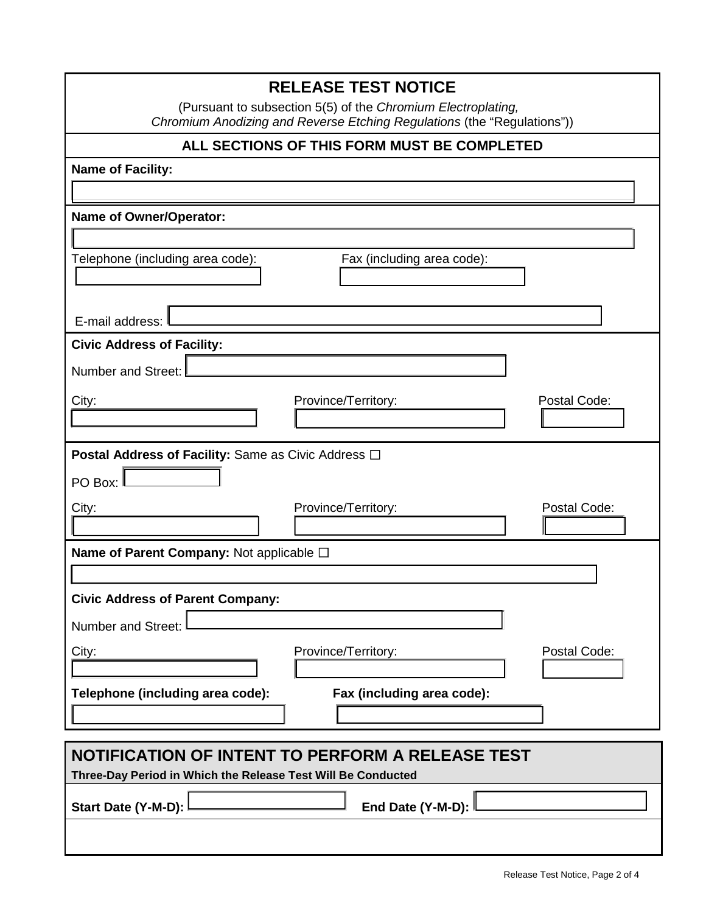# RELEASE TEST NOTICE

(Pursuant to subsection 5(5) of the *Chromium Electroplating, Chromium Anodizing and Reverse Etching Regulations* (the "Regulations"))

**ALL SECTIONS OF THIS FORM MUST BE COMPLETED**

**Name of Facility:**

**Name of Owner/Operator:**

Telephone (including area code):

Fax (including area code):

E-mail address:

**Civic Address of Facility:**

Number and Street:

City:

Province/Territory:

Postal Code:

**Postal Address of Facility:** Same as Civic Address ☐

PO Box:

City:

Province/Territory:

Postal Code:

**Name of Parent Company:** Not applicable ☐

**Civic Address of Parent Company:**

Number and Street:

City:

Province/Territory:

Postal Code:

**Telephone (including area code):**

**Fax (including area code):**

## NOTIFICATION OF INTENT TO PERFORM A RELEASE TEST

**Three-Day Period in Which the Release Test Will Be Conducted**

**Start Date (Y-M-D):**

**End Date (Y-M-D):**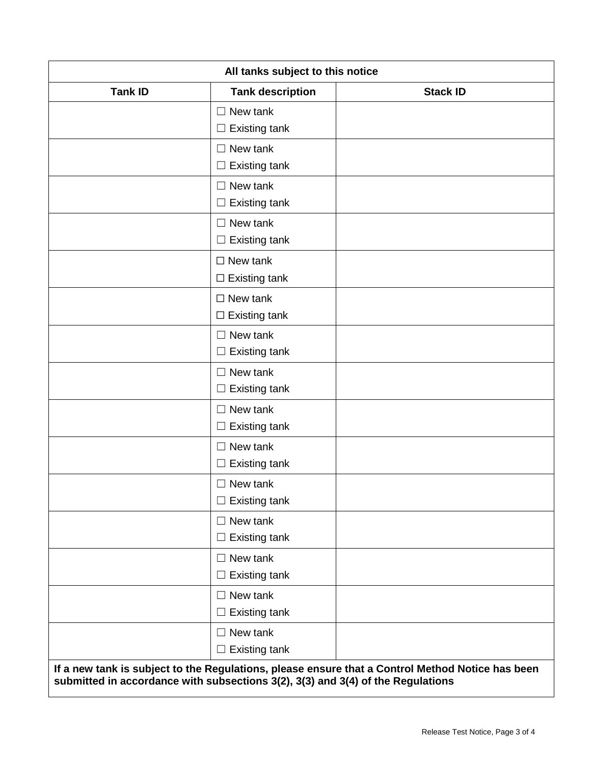| All tanks subject to this notice | | |
|---|---|---|
| **Tank ID** | **Tank description** | **Stack ID** |
| | ☐ New tank<br>☐ Existing tank | |
| | ☐ New tank<br>☐ Existing tank | |
| | ☐ New tank<br>☐ Existing tank | |
| | ☐ New tank<br>☐ Existing tank | |
| | ☐ New tank<br>☐ Existing tank | |
| | ☐ New tank<br>☐ Existing tank | |
| | ☐ New tank<br>☐ Existing tank | |
| | ☐ New tank<br>☐ Existing tank | |
| | ☐ New tank<br>☐ Existing tank | |
| | ☐ New tank<br>☐ Existing tank | |
| | ☐ New tank<br>☐ Existing tank | |
| | ☐ New tank<br>☐ Existing tank | |
| | ☐ New tank<br>☐ Existing tank | |
| | ☐ New tank<br>☐ Existing tank | |
| | ☐ New tank<br>☐ Existing tank | |

**If a new tank is subject to the Regulations, please ensure that a Control Method Notice has been submitted in accordance with subsections 3(2), 3(3) and 3(4) of the Regulations**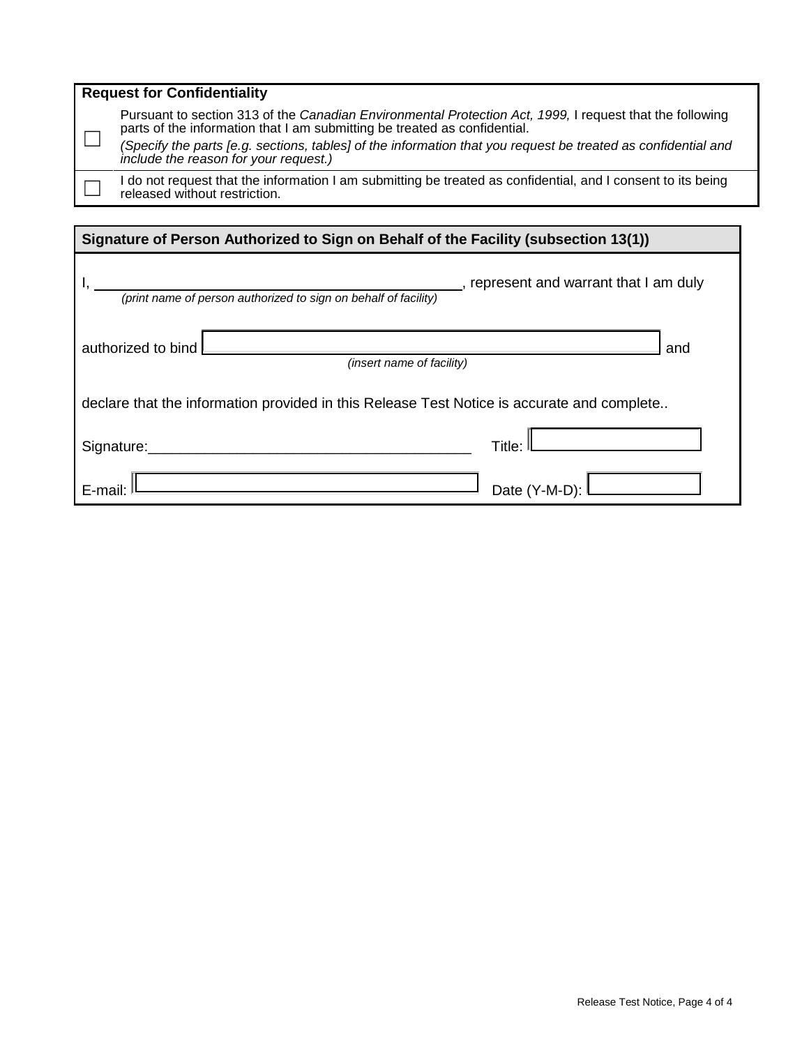## Request for Confidentiality

| | |
|---|---|
| ☐ | Pursuant to section 313 of the *Canadian Environmental Protection Act, 1999,* I request that the following parts of the information that I am submitting be treated as confidential.<br>*(Specify the parts [e.g. sections, tables] of the information that you request be treated as confidential and include the reason for your request.)* |
| ☐ | I do not request that the information I am submitting be treated as confidential, and I consent to its being released without restriction. |

## Signature of Person Authorized to Sign on Behalf of the Facility (subsection 13(1))

I, ______________________________________________, represent and warrant that I am duly
*(print name of person authorized to sign on behalf of facility)*

authorized to bind ______________________________________________ and
*(insert name of facility)*

declare that the information provided in this Release Test Notice is accurate and complete..

Signature:_______________________________________ Title: ____________________

E-mail: _______________________________________ Date (Y-M-D): ______________